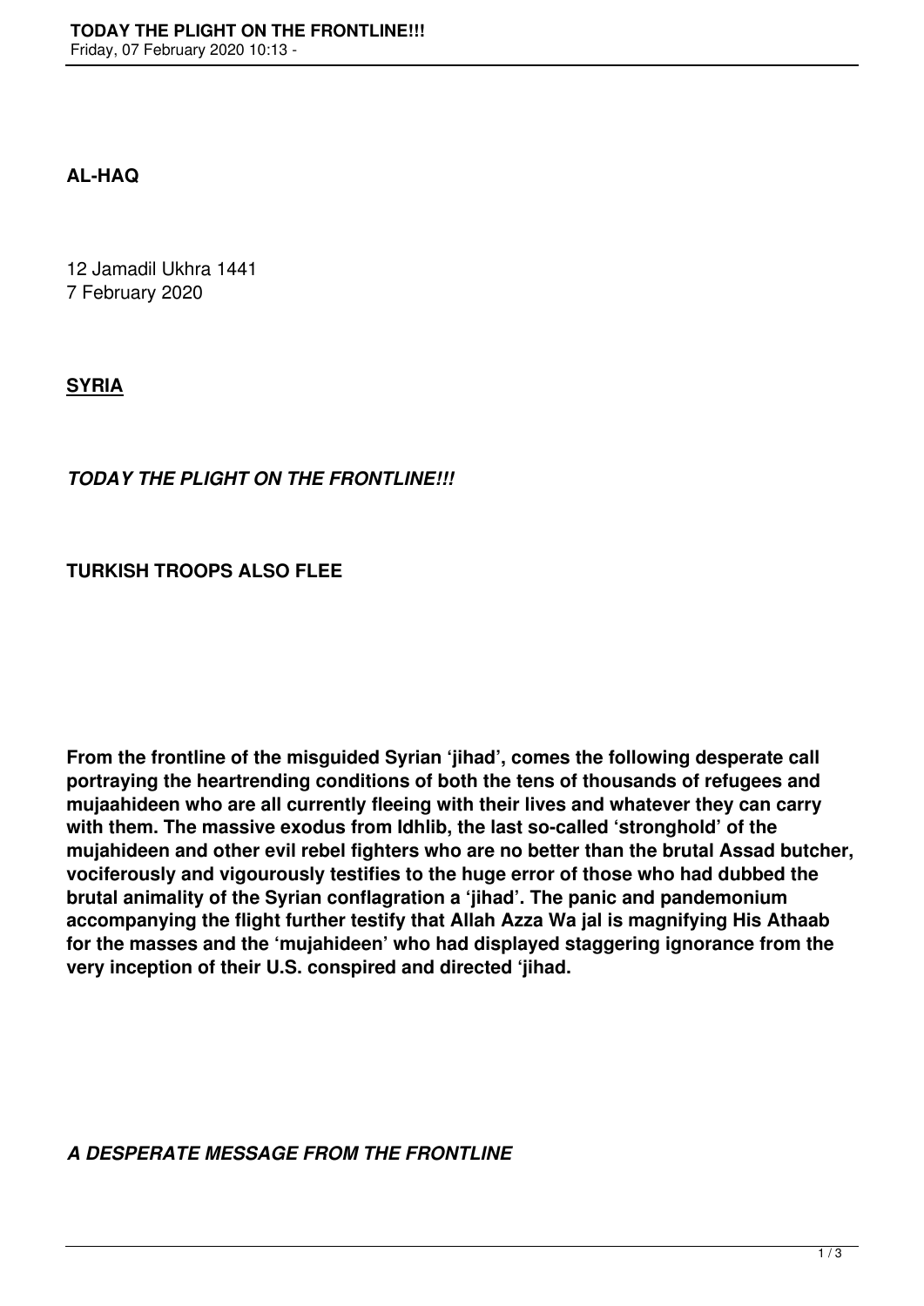**AL-HAQ**

12 Jamadil Ukhra 1441
7 February 2020

**<u>SYRIA</u>**

***TODAY THE PLIGHT ON THE FRONTLINE!!!***

**TURKISH TROOPS ALSO FLEE**

**From the frontline of the misguided Syrian 'jihad', comes the following desperate call portraying the heartrending conditions of both the tens of thousands of refugees and mujaahideen who are all currently fleeing with their lives and whatever they can carry with them. The massive exodus from Idhlib, the last so-called 'stronghold' of the mujahideen and other evil rebel fighters who are no better than the brutal Assad butcher, vociferously and vigourously testifies to the huge error of those who had dubbed the brutal animality of the Syrian conflagration a 'jihad'. The panic and pandemonium accompanying the flight further testify that Allah Azza Wa jal is magnifying His Athaab for the masses and the 'mujahideen' who had displayed staggering ignorance from the very inception of their U.S. conspired and directed 'jihad.**

***A DESPERATE MESSAGE FROM THE FRONTLINE***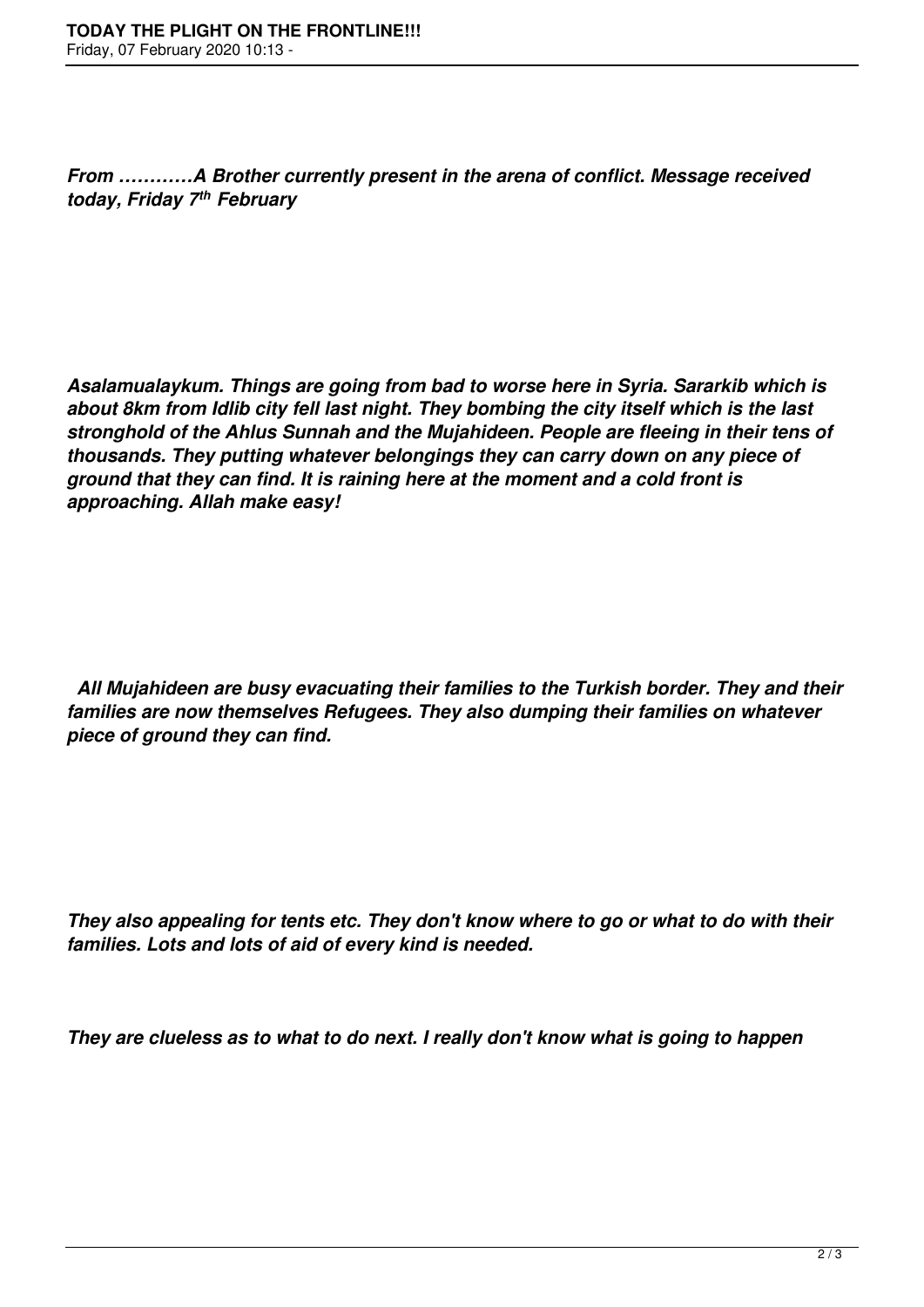***From …………A Brother currently present in the arena of conflict. Message received today, Friday 7th February***

***Asalamualaykum. Things are going from bad to worse here in Syria. Sararkib which is about 8km from Idlib city fell last night. They bombing the city itself which is the last stronghold of the Ahlus Sunnah and the Mujahideen. People are fleeing in their tens of thousands. They putting whatever belongings they can carry down on any piece of ground that they can find. It is raining here at the moment and a cold front is approaching. Allah make easy!***

***All Mujahideen are busy evacuating their families to the Turkish border. They and their families are now themselves Refugees. They also dumping their families on whatever piece of ground they can find.***

***They also appealing for tents etc. They don't know where to go or what to do with their families. Lots and lots of aid of every kind is needed.***

***They are clueless as to what to do next. I really don't know what is going to happen***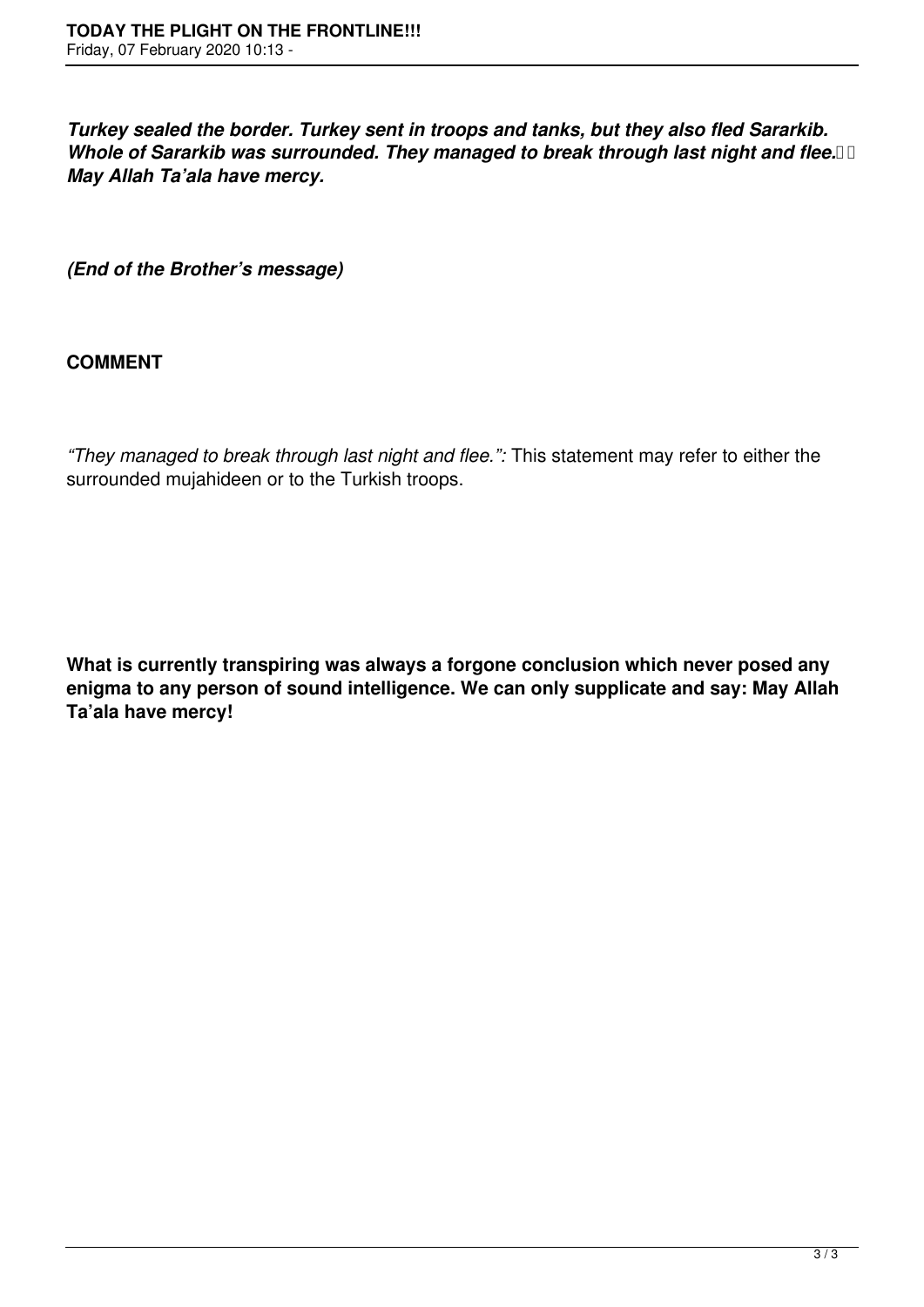***Turkey sealed the border. Turkey sent in troops and tanks, but they also fled Sararkib. Whole of Sararkib was surrounded. They managed to break through last night and flee. May Allah Ta'ala have mercy.***

***(End of the Brother's message)***

**COMMENT**

*"They managed to break through last night and flee.":* This statement may refer to either the surrounded mujahideen or to the Turkish troops.

**What is currently transpiring was always a forgone conclusion which never posed any enigma to any person of sound intelligence. We can only supplicate and say: May Allah Ta'ala have mercy!**